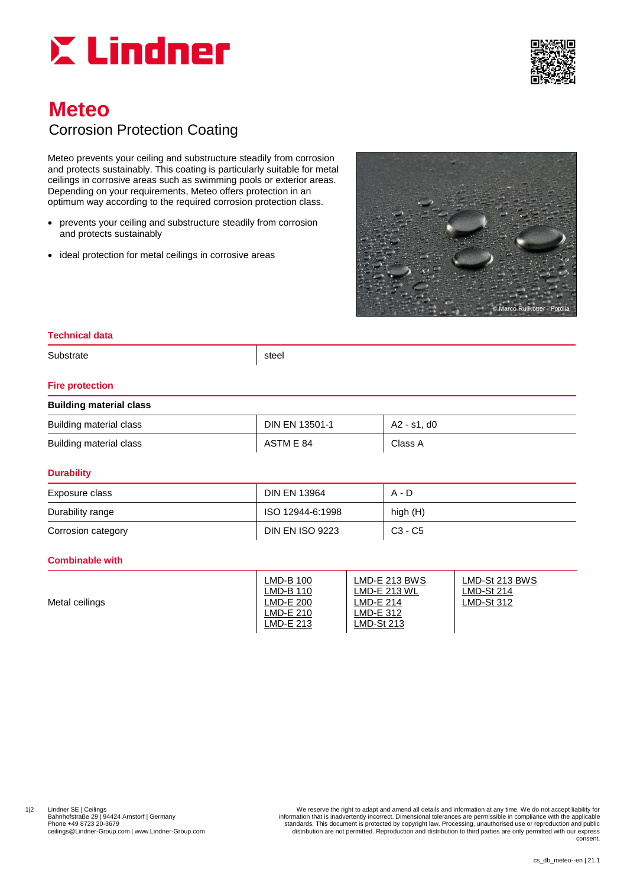# Meteo

## Corrosion Protection Coating

Meteo prevents your ceiling and substructure steadily from corrosion and protects sustainably. This coating is particularly suitable for metal ceilings in corrosive areas such as swimming pools or exterior areas. Depending on your requirements, Meteo offers protection in an optimum way according to the required corrosion protection class.

- prevents your ceiling and substructure steadily from corrosion and protects sustainably
- ideal protection for metal ceilings in corrosive areas

© Marco Rullkötter - Fotolia

### Technical data

| Substrate | steel |
|---|---|

### Fire protection

| Building material class | | |
|---|---|---|
| Building material class | DIN EN 13501-1 | A2 - s1, d0 |
| Building material class | ASTM E 84 | Class A |

### Durability

| Exposure class | DIN EN 13964 | A - D |
|---|---|---|
| Durability range | ISO 12944-6:1998 | high (H) |
| Corrosion category | DIN EN ISO 9223 | C3 - C5 |

### Combinable with

| Metal ceilings | LMD-B 100<br>LMD-B 110<br>LMD-E 200<br>LMD-E 210<br>LMD-E 213 | LMD-E 213 BWS<br>LMD-E 213 WL<br>LMD-E 214<br>LMD-E 312<br>LMD-St 213 | LMD-St 213 BWS<br>LMD-St 214<br>LMD-St 312 |
|---|---|---|---|

Lindner SE | Ceilings
Bahnhofstraße 29 | 94424 Arnstorf | Germany
Phone +49 8723 20-3679
ceilings@Lindner-Group.com | www.Lindner-Group.com

We reserve the right to adapt and amend all details and information at any time. We do not accept liability for information that is inadvertently incorrect. Dimensional tolerances are permissible in compliance with the applicable standards. This document is protected by copyright law. Processing, unauthorised use or reproduction and public distribution are not permitted. Reproduction and distribution to third parties are only permitted with our express consent.

cs_db_meteo--en | 21.1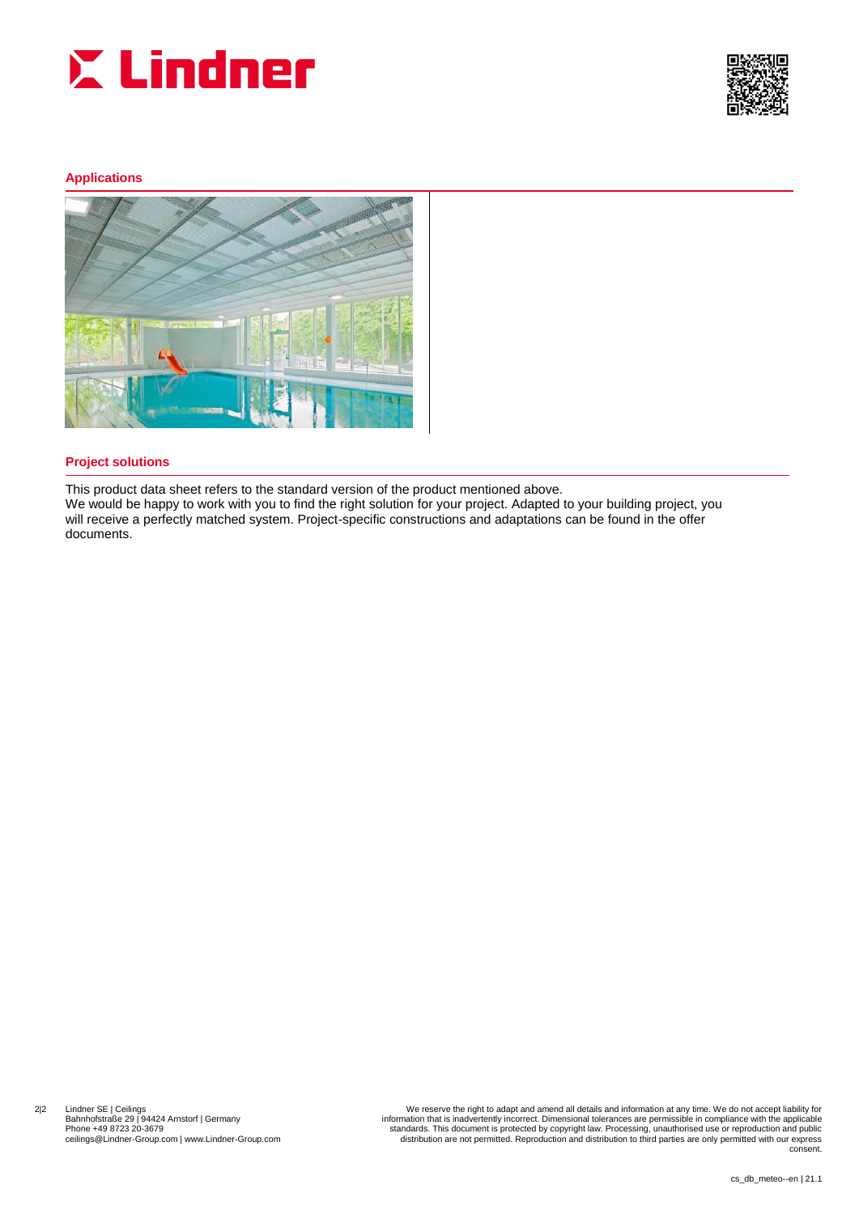## Applications

## Project solutions

This product data sheet refers to the standard version of the product mentioned above.
We would be happy to work with you to find the right solution for your project. Adapted to your building project, you will receive a perfectly matched system. Project-specific constructions and adaptations can be found in the offer documents.

Lindner SE | Ceilings
Bahnhofstraße 29 | 94424 Arnstorf | Germany
Phone +49 8723 20-3679
ceilings@Lindner-Group.com | www.Lindner-Group.com

We reserve the right to adapt and amend all details and information at any time. We do not accept liability for information that is inadvertently incorrect. Dimensional tolerances are permissible in compliance with the applicable standards. This document is protected by copyright law. Processing, unauthorised use or reproduction and public distribution are not permitted. Reproduction and distribution to third parties are only permitted with our express consent.

cs_db_meteo--en | 21.1